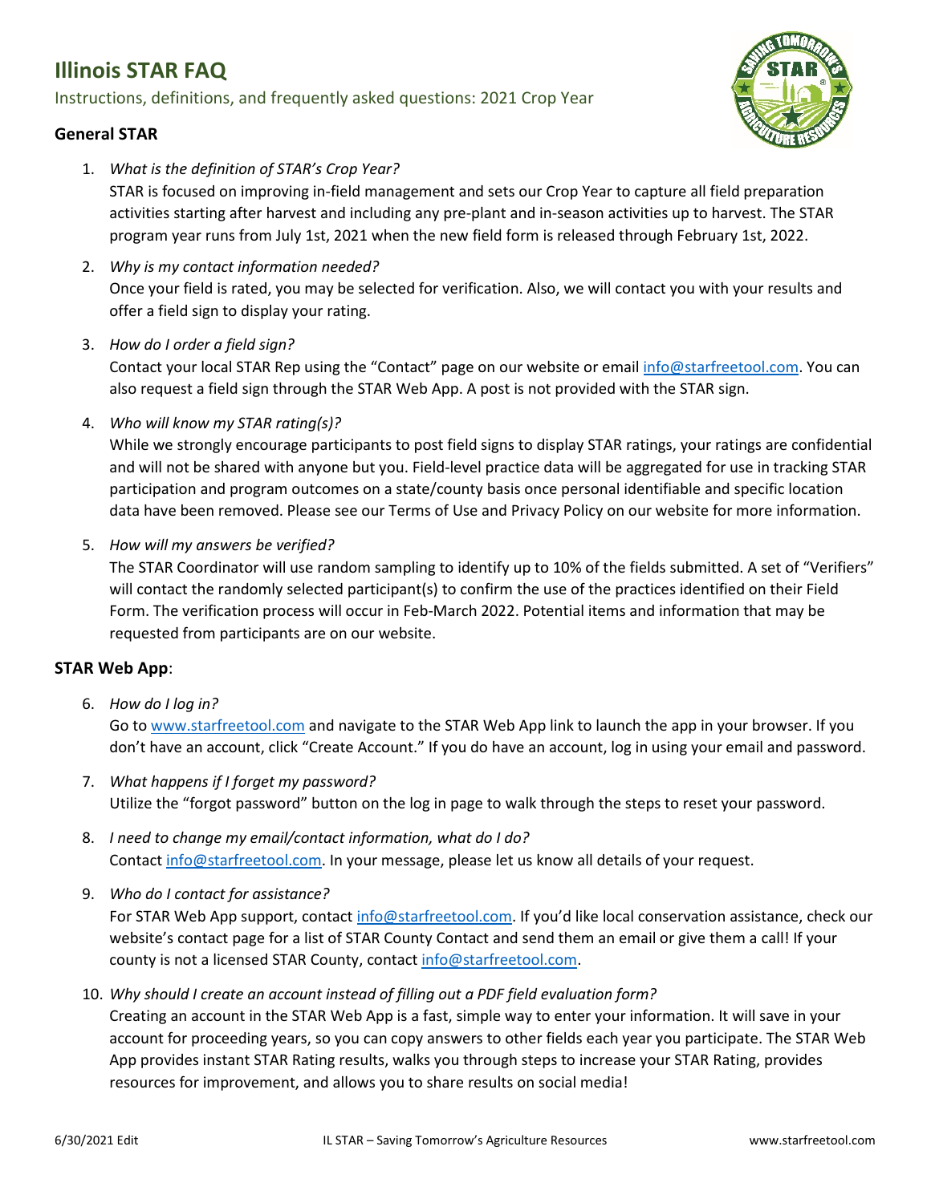# Illinois STAR FAQ

Instructions, definitions, and frequently asked questions: 2021 Crop Year

## General STAR

1. *What is the definition of STAR's Crop Year?*
   STAR is focused on improving in-field management and sets our Crop Year to capture all field preparation activities starting after harvest and including any pre-plant and in-season activities up to harvest. The STAR program year runs from July 1st, 2021 when the new field form is released through February 1st, 2022.

2. *Why is my contact information needed?*
   Once your field is rated, you may be selected for verification. Also, we will contact you with your results and offer a field sign to display your rating.

3. *How do I order a field sign?*
   Contact your local STAR Rep using the "Contact" page on our website or email info@starfreetool.com. You can also request a field sign through the STAR Web App. A post is not provided with the STAR sign.

4. *Who will know my STAR rating(s)?*
   While we strongly encourage participants to post field signs to display STAR ratings, your ratings are confidential and will not be shared with anyone but you. Field-level practice data will be aggregated for use in tracking STAR participation and program outcomes on a state/county basis once personal identifiable and specific location data have been removed. Please see our Terms of Use and Privacy Policy on our website for more information.

5. *How will my answers be verified?*
   The STAR Coordinator will use random sampling to identify up to 10% of the fields submitted. A set of "Verifiers" will contact the randomly selected participant(s) to confirm the use of the practices identified on their Field Form. The verification process will occur in Feb-March 2022. Potential items and information that may be requested from participants are on our website.

## STAR Web App:

6. *How do I log in?*
   Go to www.starfreetool.com and navigate to the STAR Web App link to launch the app in your browser. If you don't have an account, click "Create Account." If you do have an account, log in using your email and password.

7. *What happens if I forget my password?*
   Utilize the "forgot password" button on the log in page to walk through the steps to reset your password.

8. *I need to change my email/contact information, what do I do?*
   Contact info@starfreetool.com. In your message, please let us know all details of your request.

9. *Who do I contact for assistance?*
   For STAR Web App support, contact info@starfreetool.com. If you'd like local conservation assistance, check our website's contact page for a list of STAR County Contact and send them an email or give them a call! If your county is not a licensed STAR County, contact info@starfreetool.com.

10. *Why should I create an account instead of filling out a PDF field evaluation form?*
    Creating an account in the STAR Web App is a fast, simple way to enter your information. It will save in your account for proceeding years, so you can copy answers to other fields each year you participate. The STAR Web App provides instant STAR Rating results, walks you through steps to increase your STAR Rating, provides resources for improvement, and allows you to share results on social media!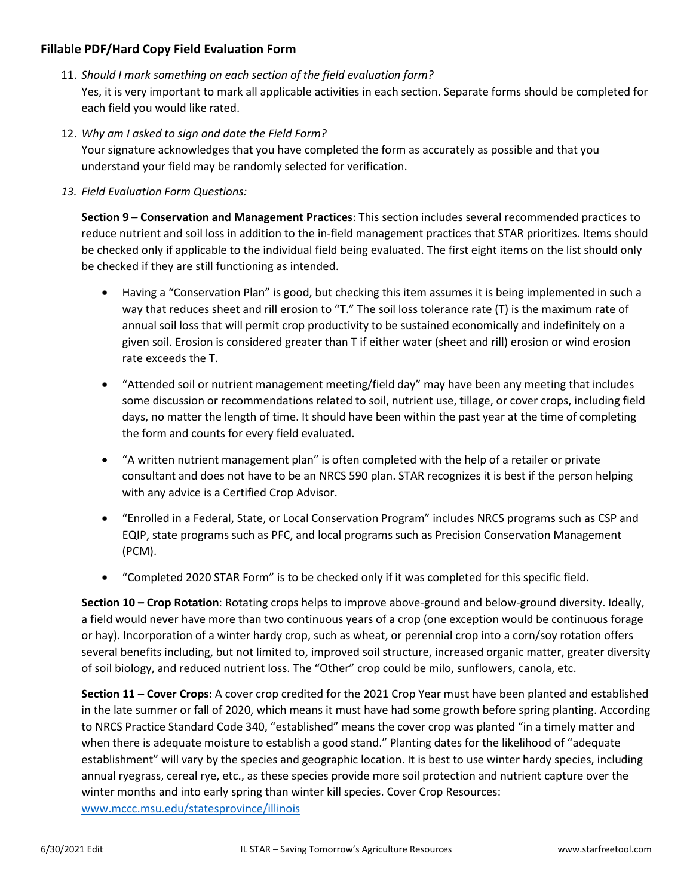### Fillable PDF/Hard Copy Field Evaluation Form

11. *Should I mark something on each section of the field evaluation form?*
    Yes, it is very important to mark all applicable activities in each section. Separate forms should be completed for each field you would like rated.

12. *Why am I asked to sign and date the Field Form?*
    Your signature acknowledges that you have completed the form as accurately as possible and that you understand your field may be randomly selected for verification.

13. *Field Evaluation Form Questions:*

    **Section 9 – Conservation and Management Practices**: This section includes several recommended practices to reduce nutrient and soil loss in addition to the in-field management practices that STAR prioritizes. Items should be checked only if applicable to the individual field being evaluated. The first eight items on the list should only be checked if they are still functioning as intended.

    - Having a "Conservation Plan" is good, but checking this item assumes it is being implemented in such a way that reduces sheet and rill erosion to "T." The soil loss tolerance rate (T) is the maximum rate of annual soil loss that will permit crop productivity to be sustained economically and indefinitely on a given soil. Erosion is considered greater than T if either water (sheet and rill) erosion or wind erosion rate exceeds the T.

    - "Attended soil or nutrient management meeting/field day" may have been any meeting that includes some discussion or recommendations related to soil, nutrient use, tillage, or cover crops, including field days, no matter the length of time. It should have been within the past year at the time of completing the form and counts for every field evaluated.

    - "A written nutrient management plan" is often completed with the help of a retailer or private consultant and does not have to be an NRCS 590 plan. STAR recognizes it is best if the person helping with any advice is a Certified Crop Advisor.

    - "Enrolled in a Federal, State, or Local Conservation Program" includes NRCS programs such as CSP and EQIP, state programs such as PFC, and local programs such as Precision Conservation Management (PCM).

    - "Completed 2020 STAR Form" is to be checked only if it was completed for this specific field.

    **Section 10 – Crop Rotation**: Rotating crops helps to improve above-ground and below-ground diversity. Ideally, a field would never have more than two continuous years of a crop (one exception would be continuous forage or hay). Incorporation of a winter hardy crop, such as wheat, or perennial crop into a corn/soy rotation offers several benefits including, but not limited to, improved soil structure, increased organic matter, greater diversity of soil biology, and reduced nutrient loss. The "Other" crop could be milo, sunflowers, canola, etc.

    **Section 11 – Cover Crops**: A cover crop credited for the 2021 Crop Year must have been planted and established in the late summer or fall of 2020, which means it must have had some growth before spring planting. According to NRCS Practice Standard Code 340, "established" means the cover crop was planted "in a timely matter and when there is adequate moisture to establish a good stand." Planting dates for the likelihood of "adequate establishment" will vary by the species and geographic location. It is best to use winter hardy species, including annual ryegrass, cereal rye, etc., as these species provide more soil protection and nutrient capture over the winter months and into early spring than winter kill species. Cover Crop Resources: [www.mccc.msu.edu/statesprovince/illinois](www.mccc.msu.edu/statesprovince/illinois)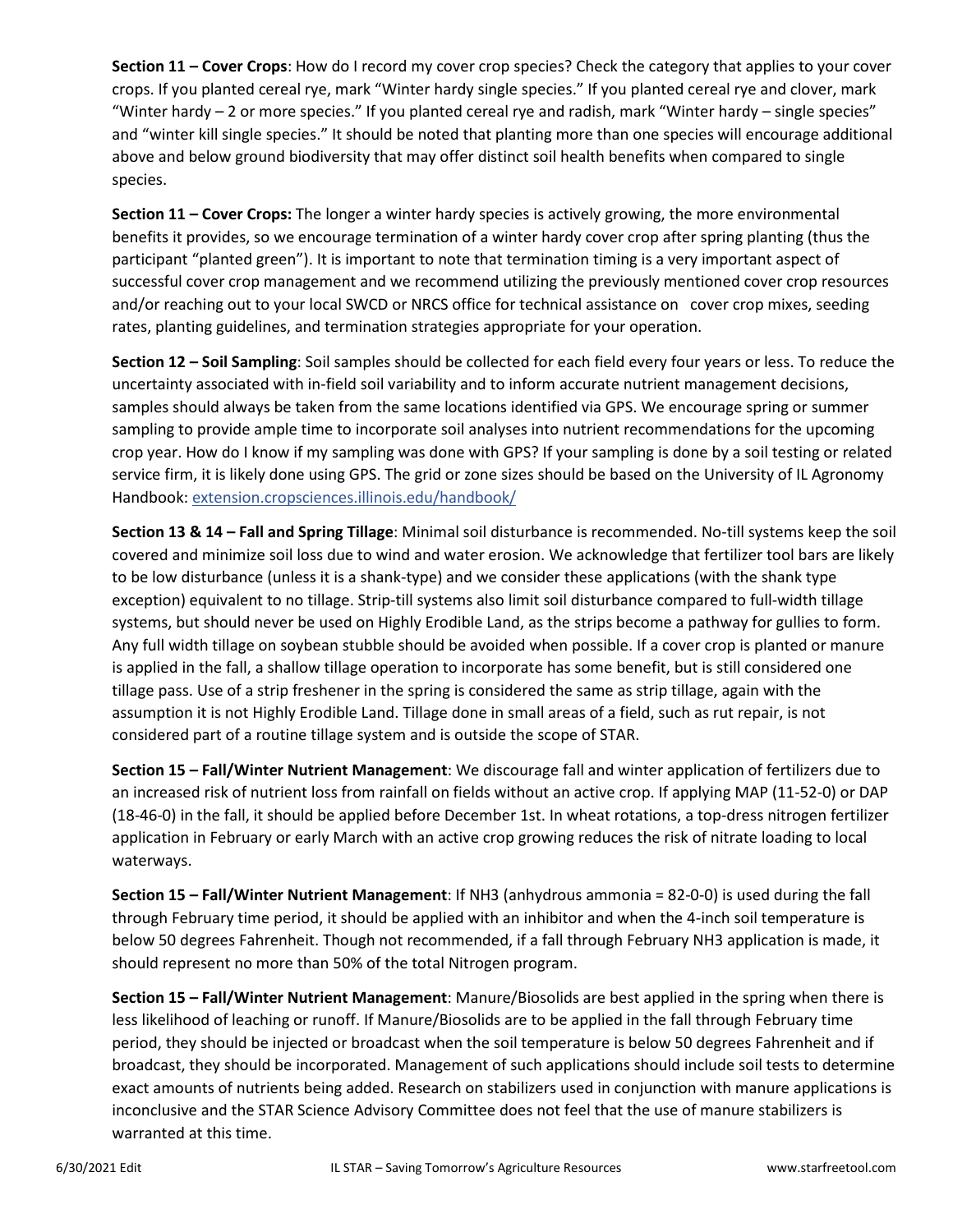**Section 11 – Cover Crops**: How do I record my cover crop species? Check the category that applies to your cover crops. If you planted cereal rye, mark "Winter hardy single species." If you planted cereal rye and clover, mark "Winter hardy – 2 or more species." If you planted cereal rye and radish, mark "Winter hardy – single species" and "winter kill single species." It should be noted that planting more than one species will encourage additional above and below ground biodiversity that may offer distinct soil health benefits when compared to single species.

**Section 11 – Cover Crops:** The longer a winter hardy species is actively growing, the more environmental benefits it provides, so we encourage termination of a winter hardy cover crop after spring planting (thus the participant "planted green"). It is important to note that termination timing is a very important aspect of successful cover crop management and we recommend utilizing the previously mentioned cover crop resources and/or reaching out to your local SWCD or NRCS office for technical assistance on cover crop mixes, seeding rates, planting guidelines, and termination strategies appropriate for your operation.

**Section 12 – Soil Sampling**: Soil samples should be collected for each field every four years or less. To reduce the uncertainty associated with in-field soil variability and to inform accurate nutrient management decisions, samples should always be taken from the same locations identified via GPS. We encourage spring or summer sampling to provide ample time to incorporate soil analyses into nutrient recommendations for the upcoming crop year. How do I know if my sampling was done with GPS? If your sampling is done by a soil testing or related service firm, it is likely done using GPS. The grid or zone sizes should be based on the University of IL Agronomy Handbook: [extension.cropsciences.illinois.edu/handbook/](extension.cropsciences.illinois.edu/handbook/)

**Section 13 & 14 – Fall and Spring Tillage**: Minimal soil disturbance is recommended. No-till systems keep the soil covered and minimize soil loss due to wind and water erosion. We acknowledge that fertilizer tool bars are likely to be low disturbance (unless it is a shank-type) and we consider these applications (with the shank type exception) equivalent to no tillage. Strip-till systems also limit soil disturbance compared to full-width tillage systems, but should never be used on Highly Erodible Land, as the strips become a pathway for gullies to form. Any full width tillage on soybean stubble should be avoided when possible. If a cover crop is planted or manure is applied in the fall, a shallow tillage operation to incorporate has some benefit, but is still considered one tillage pass. Use of a strip freshener in the spring is considered the same as strip tillage, again with the assumption it is not Highly Erodible Land. Tillage done in small areas of a field, such as rut repair, is not considered part of a routine tillage system and is outside the scope of STAR.

**Section 15 – Fall/Winter Nutrient Management**: We discourage fall and winter application of fertilizers due to an increased risk of nutrient loss from rainfall on fields without an active crop. If applying MAP (11-52-0) or DAP (18-46-0) in the fall, it should be applied before December 1st. In wheat rotations, a top-dress nitrogen fertilizer application in February or early March with an active crop growing reduces the risk of nitrate loading to local waterways.

**Section 15 – Fall/Winter Nutrient Management**: If $NH_3$ (anhydrous ammonia = 82-0-0) is used during the fall through February time period, it should be applied with an inhibitor and when the 4-inch soil temperature is below 50 degrees Fahrenheit. Though not recommended, if a fall through February $NH_3$ application is made, it should represent no more than 50% of the total Nitrogen program.

**Section 15 – Fall/Winter Nutrient Management**: Manure/Biosolids are best applied in the spring when there is less likelihood of leaching or runoff. If Manure/Biosolids are to be applied in the fall through February time period, they should be injected or broadcast when the soil temperature is below 50 degrees Fahrenheit and if broadcast, they should be incorporated. Management of such applications should include soil tests to determine exact amounts of nutrients being added. Research on stabilizers used in conjunction with manure applications is inconclusive and the STAR Science Advisory Committee does not feel that the use of manure stabilizers is warranted at this time.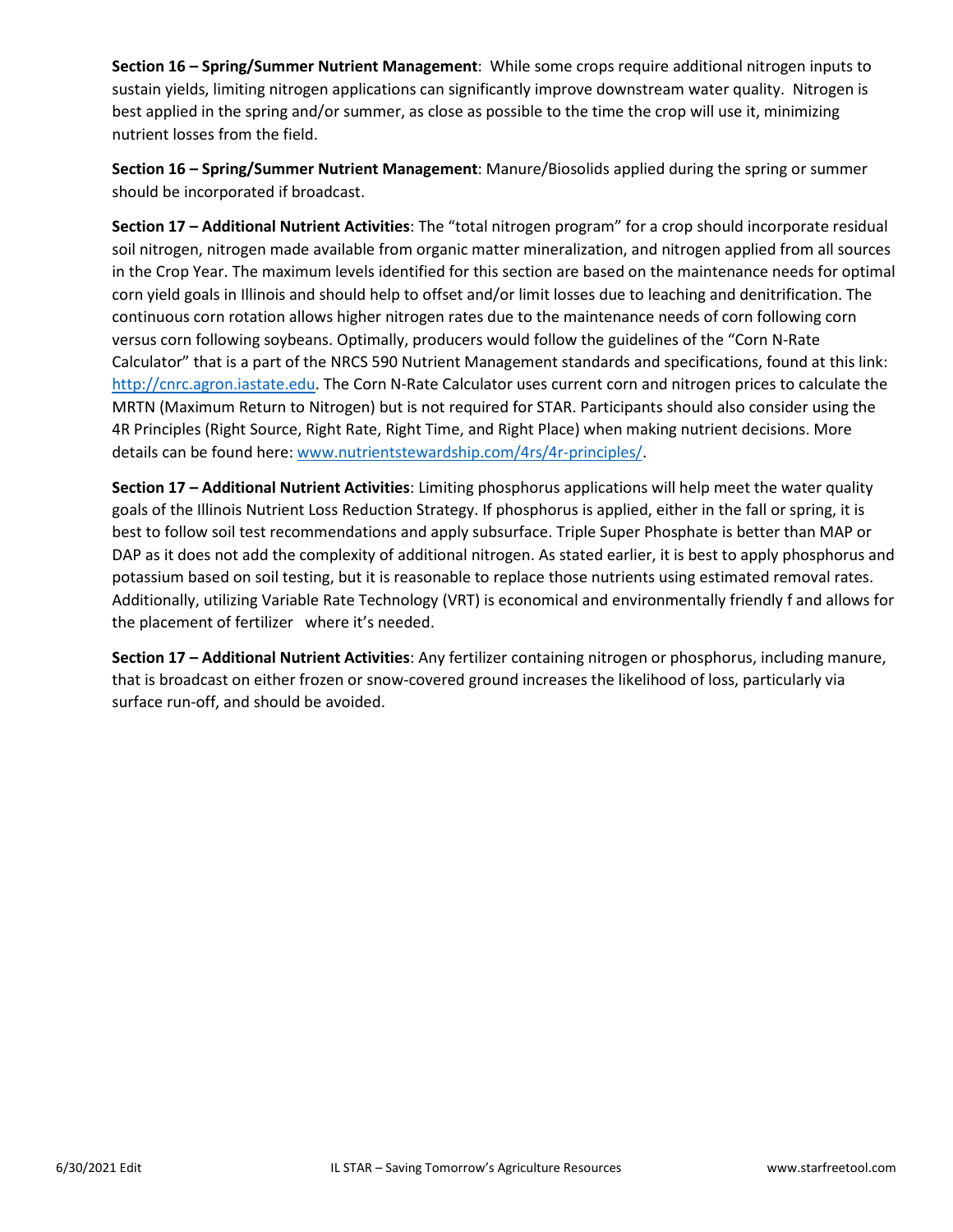**Section 16 – Spring/Summer Nutrient Management**: While some crops require additional nitrogen inputs to sustain yields, limiting nitrogen applications can significantly improve downstream water quality. Nitrogen is best applied in the spring and/or summer, as close as possible to the time the crop will use it, minimizing nutrient losses from the field.

**Section 16 – Spring/Summer Nutrient Management**: Manure/Biosolids applied during the spring or summer should be incorporated if broadcast.

**Section 17 – Additional Nutrient Activities**: The "total nitrogen program" for a crop should incorporate residual soil nitrogen, nitrogen made available from organic matter mineralization, and nitrogen applied from all sources in the Crop Year. The maximum levels identified for this section are based on the maintenance needs for optimal corn yield goals in Illinois and should help to offset and/or limit losses due to leaching and denitrification. The continuous corn rotation allows higher nitrogen rates due to the maintenance needs of corn following corn versus corn following soybeans. Optimally, producers would follow the guidelines of the "Corn N-Rate Calculator" that is a part of the NRCS 590 Nutrient Management standards and specifications, found at this link: [http://cnrc.agron.iastate.edu](http://cnrc.agron.iastate.edu). The Corn N-Rate Calculator uses current corn and nitrogen prices to calculate the MRTN (Maximum Return to Nitrogen) but is not required for STAR. Participants should also consider using the 4R Principles (Right Source, Right Rate, Right Time, and Right Place) when making nutrient decisions. More details can be found here: [www.nutrientstewardship.com/4rs/4r-principles/](www.nutrientstewardship.com/4rs/4r-principles/).

**Section 17 – Additional Nutrient Activities**: Limiting phosphorus applications will help meet the water quality goals of the Illinois Nutrient Loss Reduction Strategy. If phosphorus is applied, either in the fall or spring, it is best to follow soil test recommendations and apply subsurface. Triple Super Phosphate is better than MAP or DAP as it does not add the complexity of additional nitrogen. As stated earlier, it is best to apply phosphorus and potassium based on soil testing, but it is reasonable to replace those nutrients using estimated removal rates. Additionally, utilizing Variable Rate Technology (VRT) is economical and environmentally friendly f and allows for the placement of fertilizer where it's needed.

**Section 17 – Additional Nutrient Activities**: Any fertilizer containing nitrogen or phosphorus, including manure, that is broadcast on either frozen or snow-covered ground increases the likelihood of loss, particularly via surface run-off, and should be avoided.